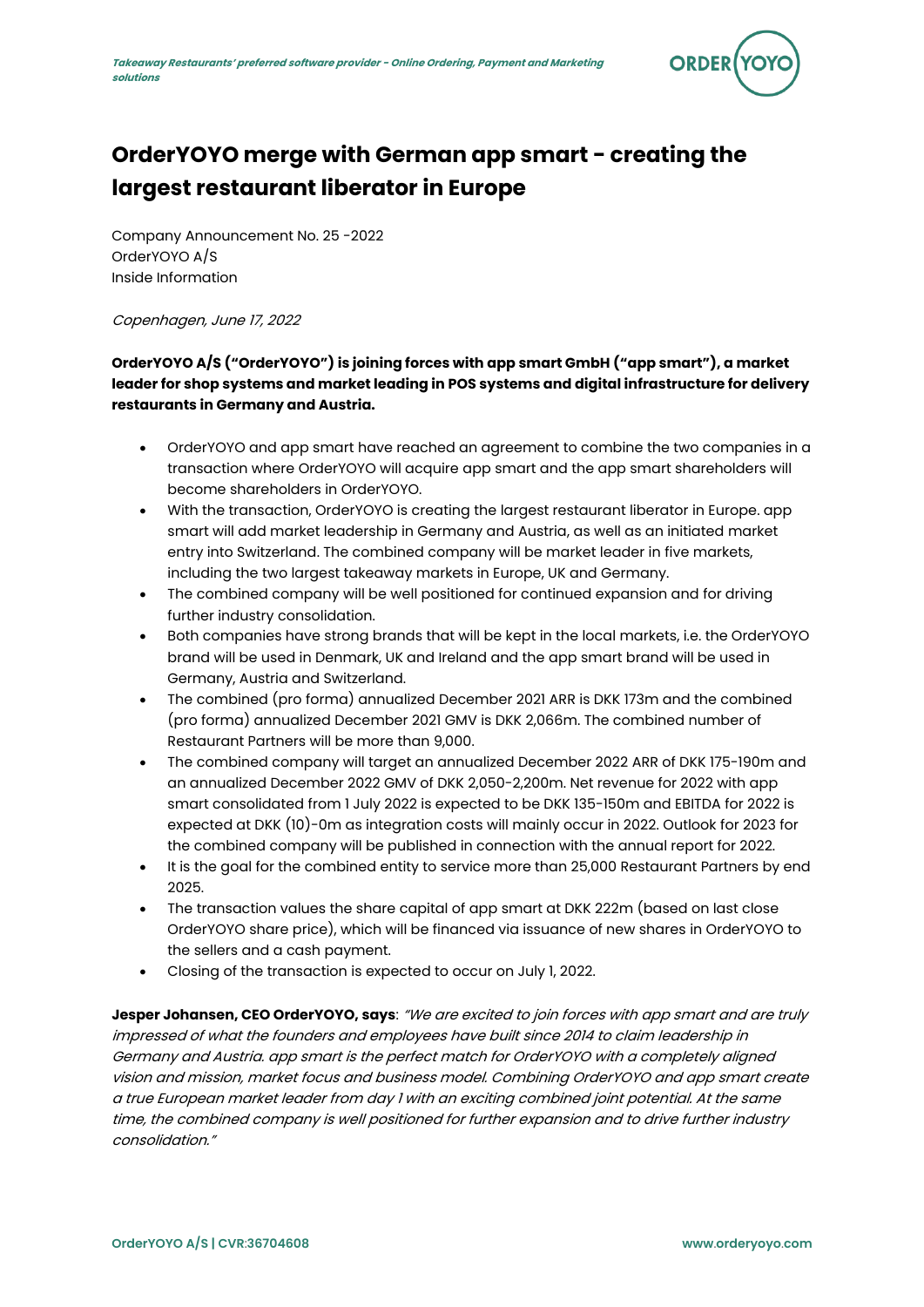# OrderYOYO merge with German app smart - creating the largest restaurant liberator in Europe

Company Announcement No. 25 -2022
OrderYOYO A/S
Inside Information

*Copenhagen, June 17, 2022*

**OrderYOYO A/S ("OrderYOYO") is joining forces with app smart GmbH ("app smart"), a market leader for shop systems and market leading in POS systems and digital infrastructure for delivery restaurants in Germany and Austria.**

- OrderYOYO and app smart have reached an agreement to combine the two companies in a transaction where OrderYOYO will acquire app smart and the app smart shareholders will become shareholders in OrderYOYO.
- With the transaction, OrderYOYO is creating the largest restaurant liberator in Europe. app smart will add market leadership in Germany and Austria, as well as an initiated market entry into Switzerland. The combined company will be market leader in five markets, including the two largest takeaway markets in Europe, UK and Germany.
- The combined company will be well positioned for continued expansion and for driving further industry consolidation.
- Both companies have strong brands that will be kept in the local markets, i.e. the OrderYOYO brand will be used in Denmark, UK and Ireland and the app smart brand will be used in Germany, Austria and Switzerland.
- The combined (pro forma) annualized December 2021 ARR is DKK 173m and the combined (pro forma) annualized December 2021 GMV is DKK 2,066m. The combined number of Restaurant Partners will be more than 9,000.
- The combined company will target an annualized December 2022 ARR of DKK 175-190m and an annualized December 2022 GMV of DKK 2,050-2,200m. Net revenue for 2022 with app smart consolidated from 1 July 2022 is expected to be DKK 135-150m and EBITDA for 2022 is expected at DKK (10)-0m as integration costs will mainly occur in 2022. Outlook for 2023 for the combined company will be published in connection with the annual report for 2022.
- It is the goal for the combined entity to service more than 25,000 Restaurant Partners by end 2025.
- The transaction values the share capital of app smart at DKK 222m (based on last close OrderYOYO share price), which will be financed via issuance of new shares in OrderYOYO to the sellers and a cash payment.
- Closing of the transaction is expected to occur on July 1, 2022.

**Jesper Johansen, CEO OrderYOYO, says**: *"We are excited to join forces with app smart and are truly impressed of what the founders and employees have built since 2014 to claim leadership in Germany and Austria. app smart is the perfect match for OrderYOYO with a completely aligned vision and mission, market focus and business model. Combining OrderYOYO and app smart create a true European market leader from day 1 with an exciting combined joint potential. At the same time, the combined company is well positioned for further expansion and to drive further industry consolidation."*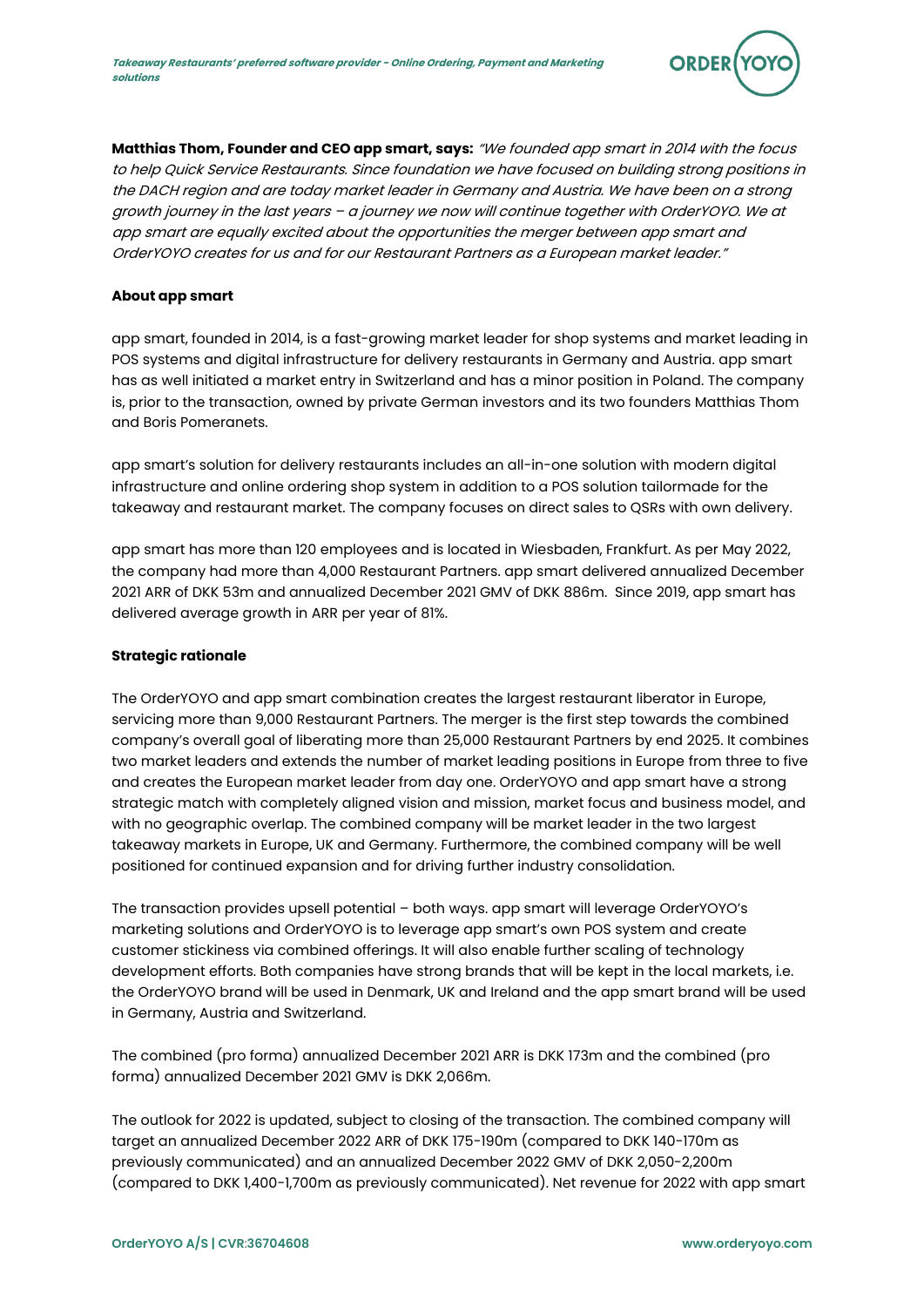**Matthias Thom, Founder and CEO app smart, says:** *"We founded app smart in 2014 with the focus to help Quick Service Restaurants. Since foundation we have focused on building strong positions in the DACH region and are today market leader in Germany and Austria. We have been on a strong growth journey in the last years – a journey we now will continue together with OrderYOYO. We at app smart are equally excited about the opportunities the merger between app smart and OrderYOYO creates for us and for our Restaurant Partners as a European market leader."*

**About app smart**

app smart, founded in 2014, is a fast-growing market leader for shop systems and market leading in POS systems and digital infrastructure for delivery restaurants in Germany and Austria. app smart has as well initiated a market entry in Switzerland and has a minor position in Poland. The company is, prior to the transaction, owned by private German investors and its two founders Matthias Thom and Boris Pomeranets.

app smart's solution for delivery restaurants includes an all-in-one solution with modern digital infrastructure and online ordering shop system in addition to a POS solution tailormade for the takeaway and restaurant market. The company focuses on direct sales to QSRs with own delivery.

app smart has more than 120 employees and is located in Wiesbaden, Frankfurt. As per May 2022, the company had more than 4,000 Restaurant Partners. app smart delivered annualized December 2021 ARR of DKK 53m and annualized December 2021 GMV of DKK 886m. Since 2019, app smart has delivered average growth in ARR per year of 81%.

**Strategic rationale**

The OrderYOYO and app smart combination creates the largest restaurant liberator in Europe, servicing more than 9,000 Restaurant Partners. The merger is the first step towards the combined company's overall goal of liberating more than 25,000 Restaurant Partners by end 2025. It combines two market leaders and extends the number of market leading positions in Europe from three to five and creates the European market leader from day one. OrderYOYO and app smart have a strong strategic match with completely aligned vision and mission, market focus and business model, and with no geographic overlap. The combined company will be market leader in the two largest takeaway markets in Europe, UK and Germany. Furthermore, the combined company will be well positioned for continued expansion and for driving further industry consolidation.

The transaction provides upsell potential – both ways. app smart will leverage OrderYOYO's marketing solutions and OrderYOYO is to leverage app smart's own POS system and create customer stickiness via combined offerings. It will also enable further scaling of technology development efforts. Both companies have strong brands that will be kept in the local markets, i.e. the OrderYOYO brand will be used in Denmark, UK and Ireland and the app smart brand will be used in Germany, Austria and Switzerland.

The combined (pro forma) annualized December 2021 ARR is DKK 173m and the combined (pro forma) annualized December 2021 GMV is DKK 2,066m.

The outlook for 2022 is updated, subject to closing of the transaction. The combined company will target an annualized December 2022 ARR of DKK 175-190m (compared to DKK 140-170m as previously communicated) and an annualized December 2022 GMV of DKK 2,050-2,200m (compared to DKK 1,400-1,700m as previously communicated). Net revenue for 2022 with app smart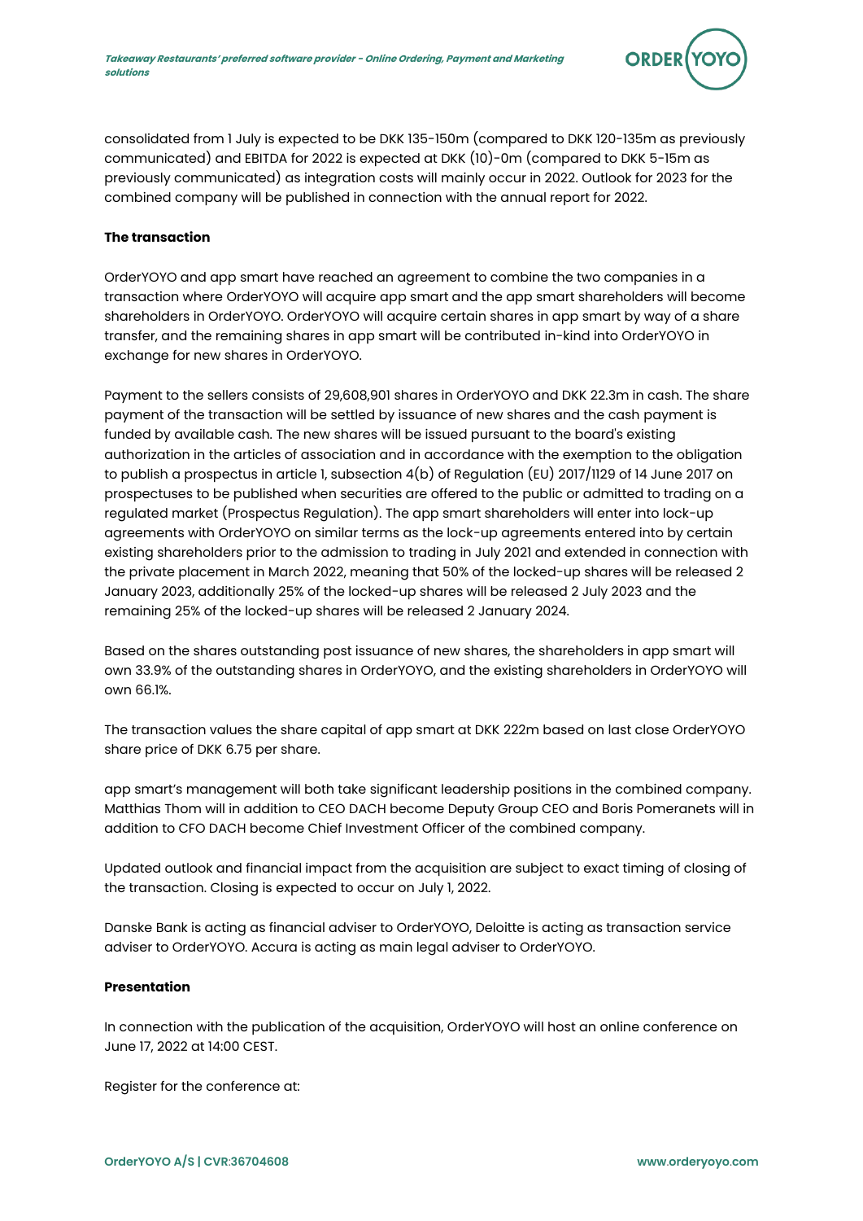consolidated from 1 July is expected to be DKK 135-150m (compared to DKK 120-135m as previously communicated) and EBITDA for 2022 is expected at DKK (10)-0m (compared to DKK 5-15m as previously communicated) as integration costs will mainly occur in 2022. Outlook for 2023 for the combined company will be published in connection with the annual report for 2022.

**The transaction**

OrderYOYO and app smart have reached an agreement to combine the two companies in a transaction where OrderYOYO will acquire app smart and the app smart shareholders will become shareholders in OrderYOYO. OrderYOYO will acquire certain shares in app smart by way of a share transfer, and the remaining shares in app smart will be contributed in-kind into OrderYOYO in exchange for new shares in OrderYOYO.

Payment to the sellers consists of 29,608,901 shares in OrderYOYO and DKK 22.3m in cash. The share payment of the transaction will be settled by issuance of new shares and the cash payment is funded by available cash. The new shares will be issued pursuant to the board's existing authorization in the articles of association and in accordance with the exemption to the obligation to publish a prospectus in article 1, subsection 4(b) of Regulation (EU) 2017/1129 of 14 June 2017 on prospectuses to be published when securities are offered to the public or admitted to trading on a regulated market (Prospectus Regulation). The app smart shareholders will enter into lock-up agreements with OrderYOYO on similar terms as the lock-up agreements entered into by certain existing shareholders prior to the admission to trading in July 2021 and extended in connection with the private placement in March 2022, meaning that 50% of the locked-up shares will be released 2 January 2023, additionally 25% of the locked-up shares will be released 2 July 2023 and the remaining 25% of the locked-up shares will be released 2 January 2024.

Based on the shares outstanding post issuance of new shares, the shareholders in app smart will own 33.9% of the outstanding shares in OrderYOYO, and the existing shareholders in OrderYOYO will own 66.1%.

The transaction values the share capital of app smart at DKK 222m based on last close OrderYOYO share price of DKK 6.75 per share.

app smart's management will both take significant leadership positions in the combined company. Matthias Thom will in addition to CEO DACH become Deputy Group CEO and Boris Pomeranets will in addition to CFO DACH become Chief Investment Officer of the combined company.

Updated outlook and financial impact from the acquisition are subject to exact timing of closing of the transaction. Closing is expected to occur on July 1, 2022.

Danske Bank is acting as financial adviser to OrderYOYO, Deloitte is acting as transaction service adviser to OrderYOYO. Accura is acting as main legal adviser to OrderYOYO.

**Presentation**

In connection with the publication of the acquisition, OrderYOYO will host an online conference on June 17, 2022 at 14:00 CEST.

Register for the conference at: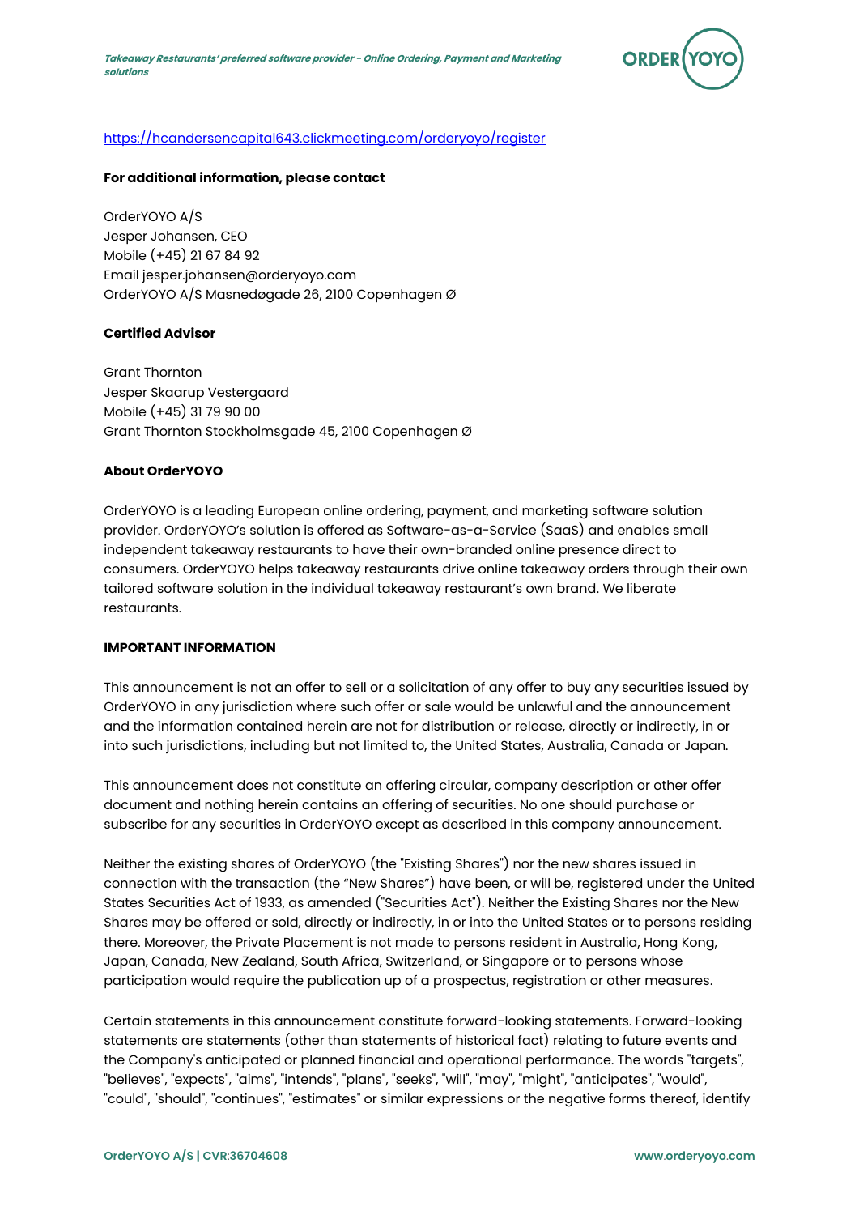https://hcandersencapital643.clickmeeting.com/orderyoyo/register

**For additional information, please contact**

OrderYOYO A/S
Jesper Johansen, CEO
Mobile (+45) 21 67 84 92
Email jesper.johansen@orderyoyo.com
OrderYOYO A/S Masnedøgade 26, 2100 Copenhagen Ø

**Certified Advisor**

Grant Thornton
Jesper Skaarup Vestergaard
Mobile (+45) 31 79 90 00
Grant Thornton Stockholmsgade 45, 2100 Copenhagen Ø

**About OrderYOYO**

OrderYOYO is a leading European online ordering, payment, and marketing software solution provider. OrderYOYO's solution is offered as Software-as-a-Service (SaaS) and enables small independent takeaway restaurants to have their own-branded online presence direct to consumers. OrderYOYO helps takeaway restaurants drive online takeaway orders through their own tailored software solution in the individual takeaway restaurant's own brand. We liberate restaurants.

**IMPORTANT INFORMATION**

This announcement is not an offer to sell or a solicitation of any offer to buy any securities issued by OrderYOYO in any jurisdiction where such offer or sale would be unlawful and the announcement and the information contained herein are not for distribution or release, directly or indirectly, in or into such jurisdictions, including but not limited to, the United States, Australia, Canada or Japan.

This announcement does not constitute an offering circular, company description or other offer document and nothing herein contains an offering of securities. No one should purchase or subscribe for any securities in OrderYOYO except as described in this company announcement.

Neither the existing shares of OrderYOYO (the "Existing Shares") nor the new shares issued in connection with the transaction (the "New Shares") have been, or will be, registered under the United States Securities Act of 1933, as amended ("Securities Act"). Neither the Existing Shares nor the New Shares may be offered or sold, directly or indirectly, in or into the United States or to persons residing there. Moreover, the Private Placement is not made to persons resident in Australia, Hong Kong, Japan, Canada, New Zealand, South Africa, Switzerland, or Singapore or to persons whose participation would require the publication up of a prospectus, registration or other measures.

Certain statements in this announcement constitute forward-looking statements. Forward-looking statements are statements (other than statements of historical fact) relating to future events and the Company's anticipated or planned financial and operational performance. The words "targets", "believes", "expects", "aims", "intends", "plans", "seeks", "will", "may", "might", "anticipates", "would", "could", "should", "continues", "estimates" or similar expressions or the negative forms thereof, identify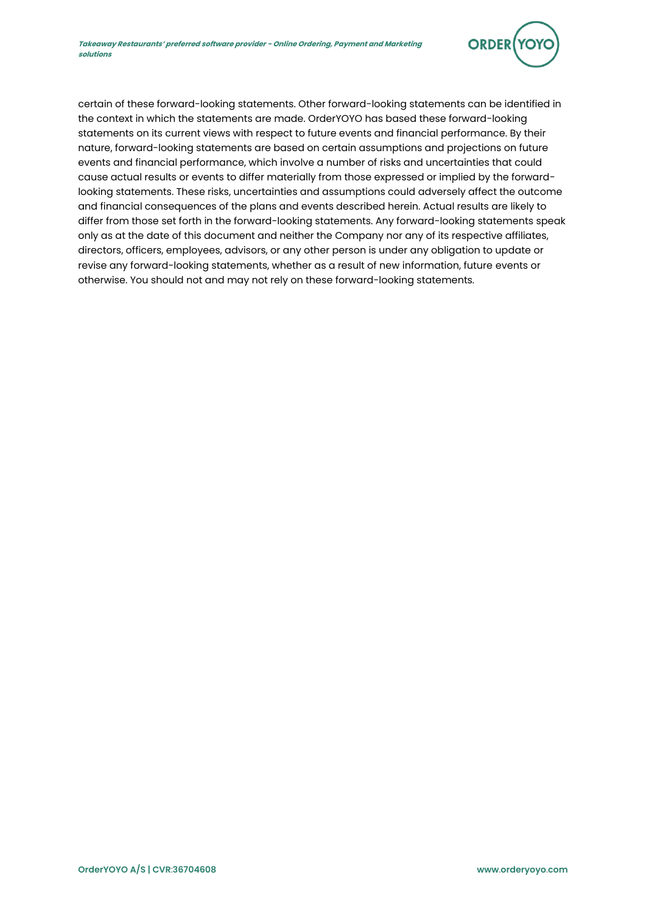certain of these forward-looking statements. Other forward-looking statements can be identified in the context in which the statements are made. OrderYOYO has based these forward-looking statements on its current views with respect to future events and financial performance. By their nature, forward-looking statements are based on certain assumptions and projections on future events and financial performance, which involve a number of risks and uncertainties that could cause actual results or events to differ materially from those expressed or implied by the forward-looking statements. These risks, uncertainties and assumptions could adversely affect the outcome and financial consequences of the plans and events described herein. Actual results are likely to differ from those set forth in the forward-looking statements. Any forward-looking statements speak only as at the date of this document and neither the Company nor any of its respective affiliates, directors, officers, employees, advisors, or any other person is under any obligation to update or revise any forward-looking statements, whether as a result of new information, future events or otherwise. You should not and may not rely on these forward-looking statements.